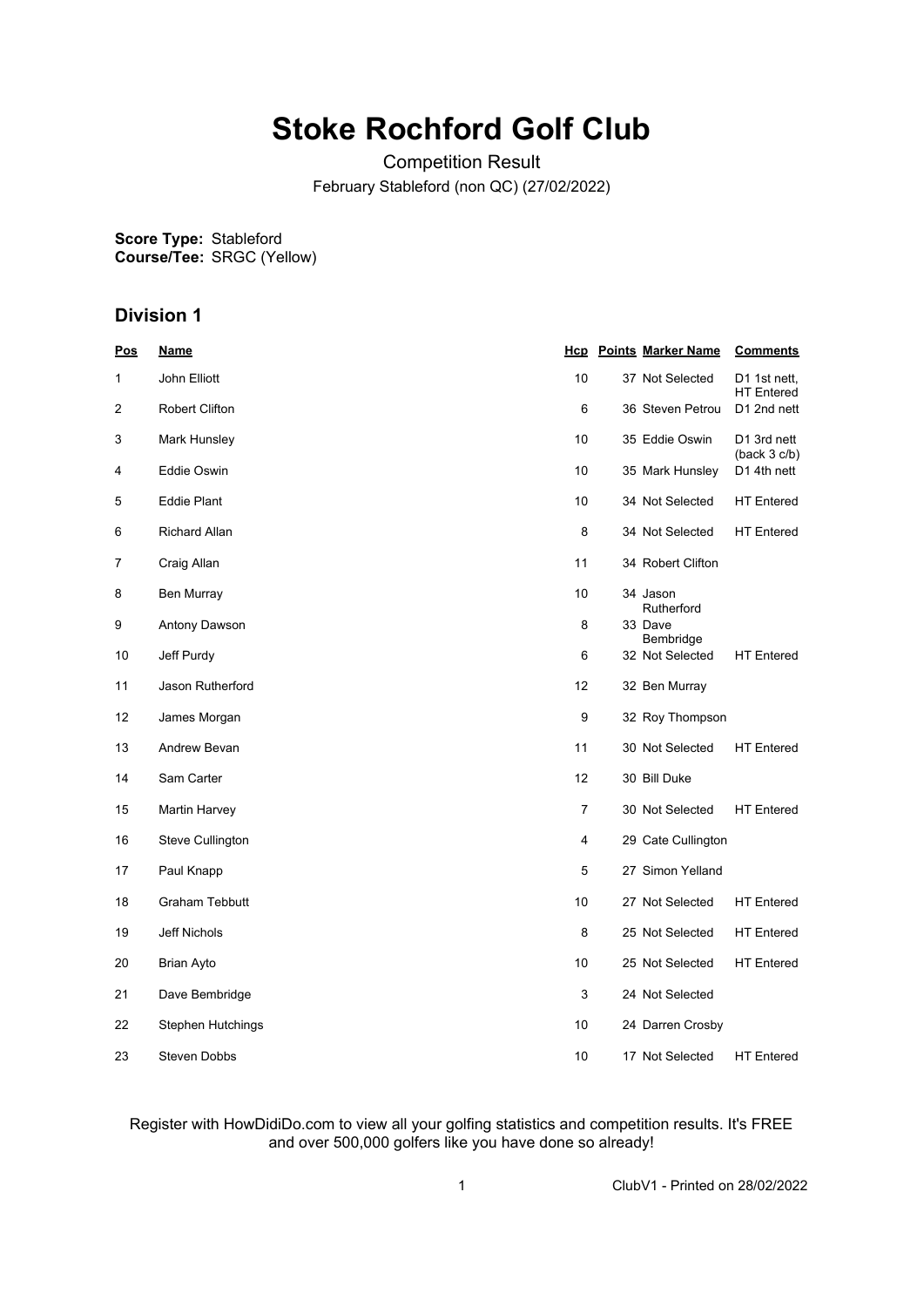# Stoke Rochford Golf Club

Competition Result

February Stableford (non QC) (27/02/2022)

**Score Type:** Stableford
**Course/Tee:** SRGC (Yellow)

## Division 1

| Pos | Name | Hcp | Points | Marker Name | Comments |
|---|---|---|---|---|---|
| 1 | John Elliott | 10 | 37 | Not Selected | D1 1st nett, HT Entered |
| 2 | Robert Clifton | 6 | 36 | Steven Petrou | D1 2nd nett |
| 3 | Mark Hunsley | 10 | 35 | Eddie Oswin | D1 3rd nett (back 3 c/b) |
| 4 | Eddie Oswin | 10 | 35 | Mark Hunsley | D1 4th nett |
| 5 | Eddie Plant | 10 | 34 | Not Selected | HT Entered |
| 6 | Richard Allan | 8 | 34 | Not Selected | HT Entered |
| 7 | Craig Allan | 11 | 34 | Robert Clifton | |
| 8 | Ben Murray | 10 | 34 | Jason Rutherford | |
| 9 | Antony Dawson | 8 | 33 | Dave Bembridge | |
| 10 | Jeff Purdy | 6 | 32 | Not Selected | HT Entered |
| 11 | Jason Rutherford | 12 | 32 | Ben Murray | |
| 12 | James Morgan | 9 | 32 | Roy Thompson | |
| 13 | Andrew Bevan | 11 | 30 | Not Selected | HT Entered |
| 14 | Sam Carter | 12 | 30 | Bill Duke | |
| 15 | Martin Harvey | 7 | 30 | Not Selected | HT Entered |
| 16 | Steve Cullington | 4 | 29 | Cate Cullington | |
| 17 | Paul Knapp | 5 | 27 | Simon Yelland | |
| 18 | Graham Tebbutt | 10 | 27 | Not Selected | HT Entered |
| 19 | Jeff Nichols | 8 | 25 | Not Selected | HT Entered |
| 20 | Brian Ayto | 10 | 25 | Not Selected | HT Entered |
| 21 | Dave Bembridge | 3 | 24 | Not Selected | |
| 22 | Stephen Hutchings | 10 | 24 | Darren Crosby | |
| 23 | Steven Dobbs | 10 | 17 | Not Selected | HT Entered |

Register with HowDidiDo.com to view all your golfing statistics and competition results. It's FREE and over 500,000 golfers like you have done so already!

ClubV1 - Printed on 28/02/2022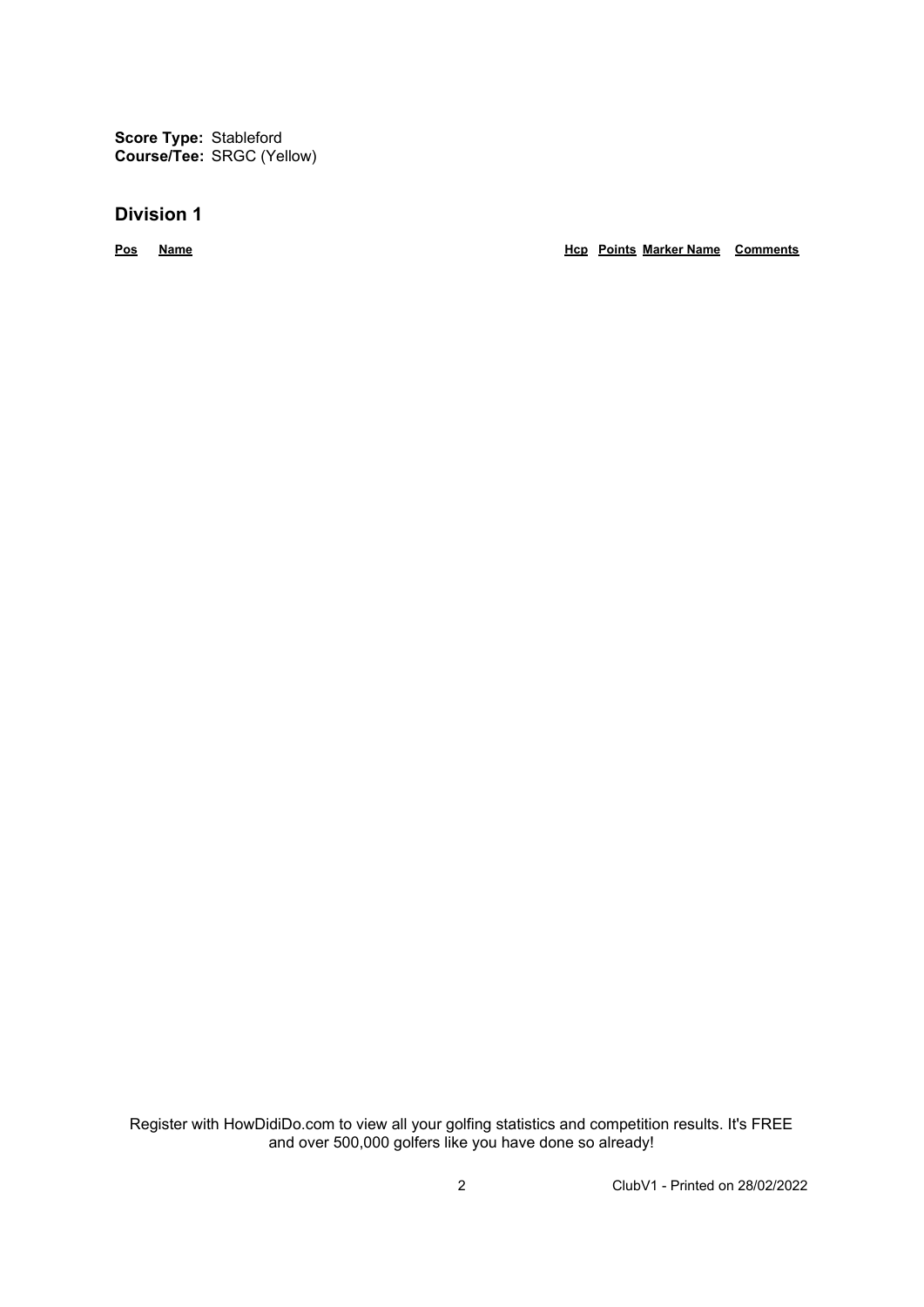**Score Type:** Stableford
**Course/Tee:** SRGC (Yellow)

## Division 1

| Pos | Name | Hcp | Points | Marker Name | Comments |
|---|---|---|---|---|---|

Register with HowDidiDo.com to view all your golfing statistics and competition results. It's FREE and over 500,000 golfers like you have done so already!

ClubV1 - Printed on 28/02/2022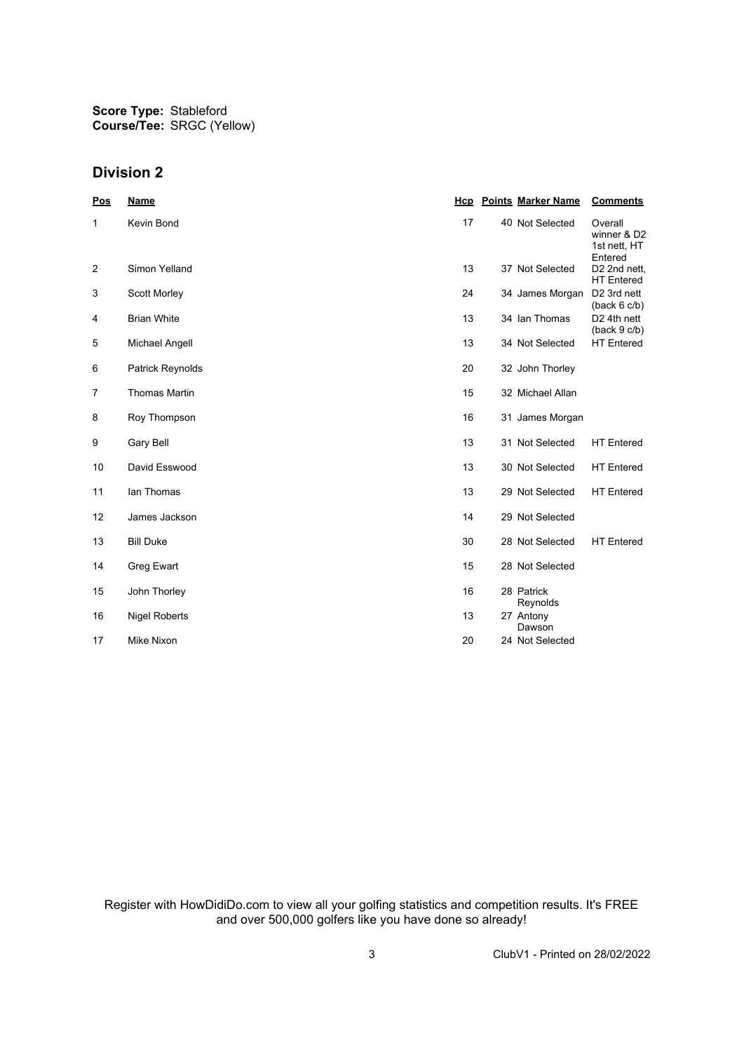**Score Type:** Stableford
**Course/Tee:** SRGC (Yellow)

## Division 2

| Pos | Name | Hcp | Points | Marker Name | Comments |
|---|---|---|---|---|---|
| 1 | Kevin Bond | 17 | 40 | Not Selected | Overall winner & D2 1st nett, HT Entered |
| 2 | Simon Yelland | 13 | 37 | Not Selected | D2 2nd nett, HT Entered |
| 3 | Scott Morley | 24 | 34 | James Morgan | D2 3rd nett (back 6 c/b) |
| 4 | Brian White | 13 | 34 | Ian Thomas | D2 4th nett (back 9 c/b) |
| 5 | Michael Angell | 13 | 34 | Not Selected | HT Entered |
| 6 | Patrick Reynolds | 20 | 32 | John Thorley | |
| 7 | Thomas Martin | 15 | 32 | Michael Allan | |
| 8 | Roy Thompson | 16 | 31 | James Morgan | |
| 9 | Gary Bell | 13 | 31 | Not Selected | HT Entered |
| 10 | David Esswood | 13 | 30 | Not Selected | HT Entered |
| 11 | Ian Thomas | 13 | 29 | Not Selected | HT Entered |
| 12 | James Jackson | 14 | 29 | Not Selected | |
| 13 | Bill Duke | 30 | 28 | Not Selected | HT Entered |
| 14 | Greg Ewart | 15 | 28 | Not Selected | |
| 15 | John Thorley | 16 | 28 | Patrick Reynolds | |
| 16 | Nigel Roberts | 13 | 27 | Antony Dawson | |
| 17 | Mike Nixon | 20 | 24 | Not Selected | |

Register with HowDidiDo.com to view all your golfing statistics and competition results. It's FREE and over 500,000 golfers like you have done so already!

ClubV1 - Printed on 28/02/2022